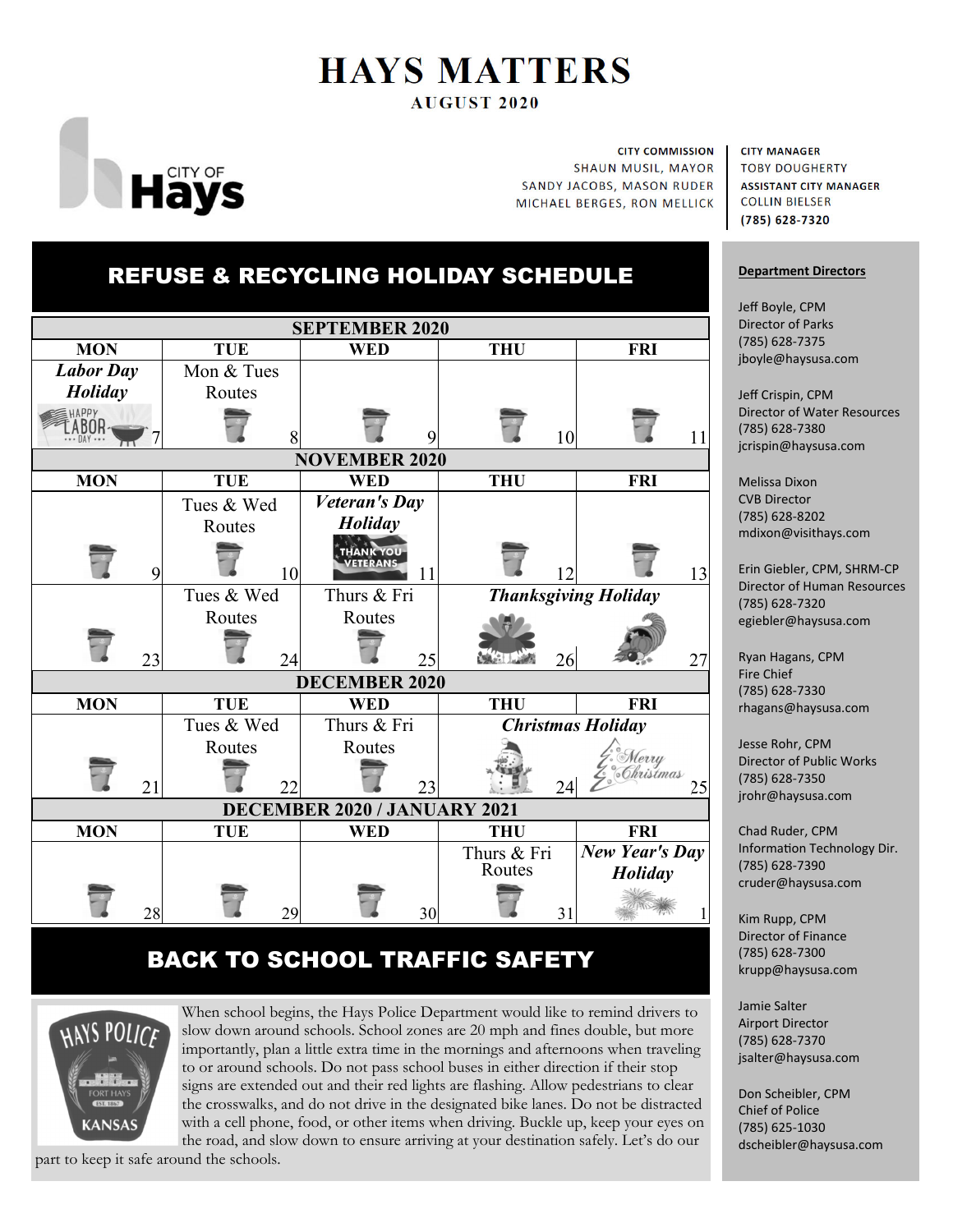# HAYS MATTERS

**AUGUST 2020**

City of Hays

**CITY COMMISSION**
SHAUN MUSIL, MAYOR
SANDY JACOBS, MASON RUDER
MICHAEL BERGES, RON MELLICK

**CITY MANAGER**
TOBY DOUGHERTY
**ASSISTANT CITY MANAGER**
COLLIN BIELSER
**(785) 628-7320**

## REFUSE & RECYCLING HOLIDAY SCHEDULE

| SEPTEMBER 2020 | | | | |
|---|---|---|---|---|
| **MON** | **TUE** | **WED** | **THU** | **FRI** |
| ***Labor Day Holiday*** 7 | Mon & Tues Routes 8 | 9 | 10 | 11 |

| NOVEMBER 2020 | | | | |
|---|---|---|---|---|
| **MON** | **TUE** | **WED** | **THU** | **FRI** |
| 9 | Tues & Wed Routes 10 | ***Veteran's Day Holiday*** 11 | 12 | 13 |
| 23 | Tues & Wed Routes 24 | Thurs & Fri Routes 25 | ***Thanksgiving Holiday*** 26 | 27 |

| DECEMBER 2020 | | | | |
|---|---|---|---|---|
| **MON** | **TUE** | **WED** | **THU** | **FRI** |
| 21 | Tues & Wed Routes 22 | Thurs & Fri Routes 23 | ***Christmas Holiday*** 24 | 25 |

| DECEMBER 2020 / JANUARY 2021 | | | | |
|---|---|---|---|---|
| **MON** | **TUE** | **WED** | **THU** | **FRI** |
| 28 | 29 | 30 | Thurs & Fri Routes 31 | ***New Year's Day Holiday*** 1 |

## BACK TO SCHOOL TRAFFIC SAFETY

When school begins, the Hays Police Department would like to remind drivers to slow down around schools. School zones are 20 mph and fines double, but more importantly, plan a little extra time in the mornings and afternoons when traveling to or around schools. Do not pass school buses in either direction if their stop signs are extended out and their red lights are flashing. Allow pedestrians to clear the crosswalks, and do not drive in the designated bike lanes. Do not be distracted with a cell phone, food, or other items when driving. Buckle up, keep your eyes on the road, and slow down to ensure arriving at your destination safely. Let's do our part to keep it safe around the schools.

**Department Directors**

Jeff Boyle, CPM
Director of Parks
(785) 628-7375
jboyle@haysusa.com

Jeff Crispin, CPM
Director of Water Resources
(785) 628-7380
jcrispin@haysusa.com

Melissa Dixon
CVB Director
(785) 628-8202
mdixon@visithays.com

Erin Giebler, CPM, SHRM-CP
Director of Human Resources
(785) 628-7320
egiebler@haysusa.com

Ryan Hagans, CPM
Fire Chief
(785) 628-7330
rhagans@haysusa.com

Jesse Rohr, CPM
Director of Public Works
(785) 628-7350
jrohr@haysusa.com

Chad Ruder, CPM
Information Technology Dir.
(785) 628-7390
cruder@haysusa.com

Kim Rupp, CPM
Director of Finance
(785) 628-7300
krupp@haysusa.com

Jamie Salter
Airport Director
(785) 628-7370
jsalter@haysusa.com

Don Scheibler, CPM
Chief of Police
(785) 625-1030
dscheibler@haysusa.com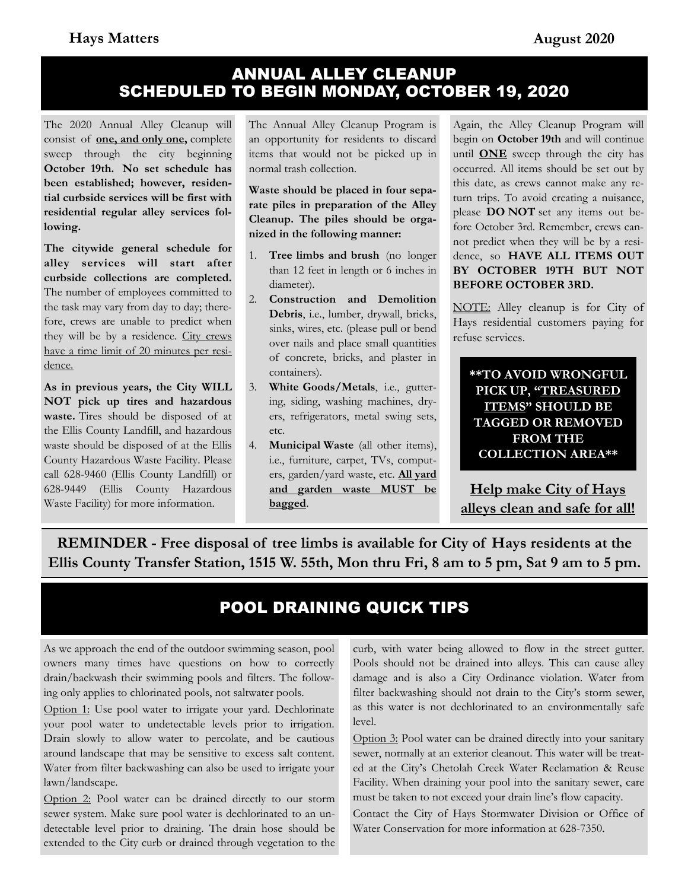## ANNUAL ALLEY CLEANUP SCHEDULED TO BEGIN MONDAY, OCTOBER 19, 2020

The 2020 Annual Alley Cleanup will consist of **one, and only one,** complete sweep through the city beginning **October 19th. No set schedule has been established; however, residential curbside services will be first with residential regular alley services following.**

**The citywide general schedule for alley services will start after curbside collections are completed.** The number of employees committed to the task may vary from day to day; therefore, crews are unable to predict when they will be by a residence. City crews have a time limit of 20 minutes per residence.

**As in previous years, the City WILL NOT pick up tires and hazardous waste.** Tires should be disposed of at the Ellis County Landfill, and hazardous waste should be disposed of at the Ellis County Hazardous Waste Facility. Please call 628-9460 (Ellis County Landfill) or 628-9449 (Ellis County Hazardous Waste Facility) for more information.

The Annual Alley Cleanup Program is an opportunity for residents to discard items that would not be picked up in normal trash collection.

**Waste should be placed in four separate piles in preparation of the Alley Cleanup. The piles should be organized in the following manner:**

1. **Tree limbs and brush** (no longer than 12 feet in length or 6 inches in diameter).
2. **Construction and Demolition Debris**, i.e., lumber, drywall, bricks, sinks, wires, etc. (please pull or bend over nails and place small quantities of concrete, bricks, and plaster in containers).
3. **White Goods/Metals**, i.e., guttering, siding, washing machines, dryers, refrigerators, metal swing sets, etc.
4. **Municipal Waste** (all other items), i.e., furniture, carpet, TVs, computers, garden/yard waste, etc. **All yard and garden waste MUST be bagged**.

Again, the Alley Cleanup Program will begin on **October 19th** and will continue until **ONE** sweep through the city has occurred. All items should be set out by this date, as crews cannot make any return trips. To avoid creating a nuisance, please **DO NOT** set any items out before October 3rd. Remember, crews cannot predict when they will be by a residence, so **HAVE ALL ITEMS OUT BY OCTOBER 19TH BUT NOT BEFORE OCTOBER 3RD.**

NOTE: Alley cleanup is for City of Hays residential customers paying for refuse services.

**\*\*TO AVOID WRONGFUL PICK UP, "TREASURED ITEMS" SHOULD BE TAGGED OR REMOVED FROM THE COLLECTION AREA\*\***

**Help make City of Hays alleys clean and safe for all!**

**REMINDER - Free disposal of tree limbs is available for City of Hays residents at the Ellis County Transfer Station, 1515 W. 55th, Mon thru Fri, 8 am to 5 pm, Sat 9 am to 5 pm.**

## POOL DRAINING QUICK TIPS

As we approach the end of the outdoor swimming season, pool owners many times have questions on how to correctly drain/backwash their swimming pools and filters. The following only applies to chlorinated pools, not saltwater pools.

Option 1: Use pool water to irrigate your yard. Dechlorinate your pool water to undetectable levels prior to irrigation. Drain slowly to allow water to percolate, and be cautious around landscape that may be sensitive to excess salt content. Water from filter backwashing can also be used to irrigate your lawn/landscape.

Option 2: Pool water can be drained directly to our storm sewer system. Make sure pool water is dechlorinated to an undetectable level prior to draining. The drain hose should be extended to the City curb or drained through vegetation to the curb, with water being allowed to flow in the street gutter. Pools should not be drained into alleys. This can cause alley damage and is also a City Ordinance violation. Water from filter backwashing should not drain to the City's storm sewer, as this water is not dechlorinated to an environmentally safe level.

Option 3: Pool water can be drained directly into your sanitary sewer, normally at an exterior cleanout. This water will be treated at the City's Chetolah Creek Water Reclamation & Reuse Facility. When draining your pool into the sanitary sewer, care must be taken to not exceed your drain line's flow capacity.

Contact the City of Hays Stormwater Division or Office of Water Conservation for more information at 628-7350.